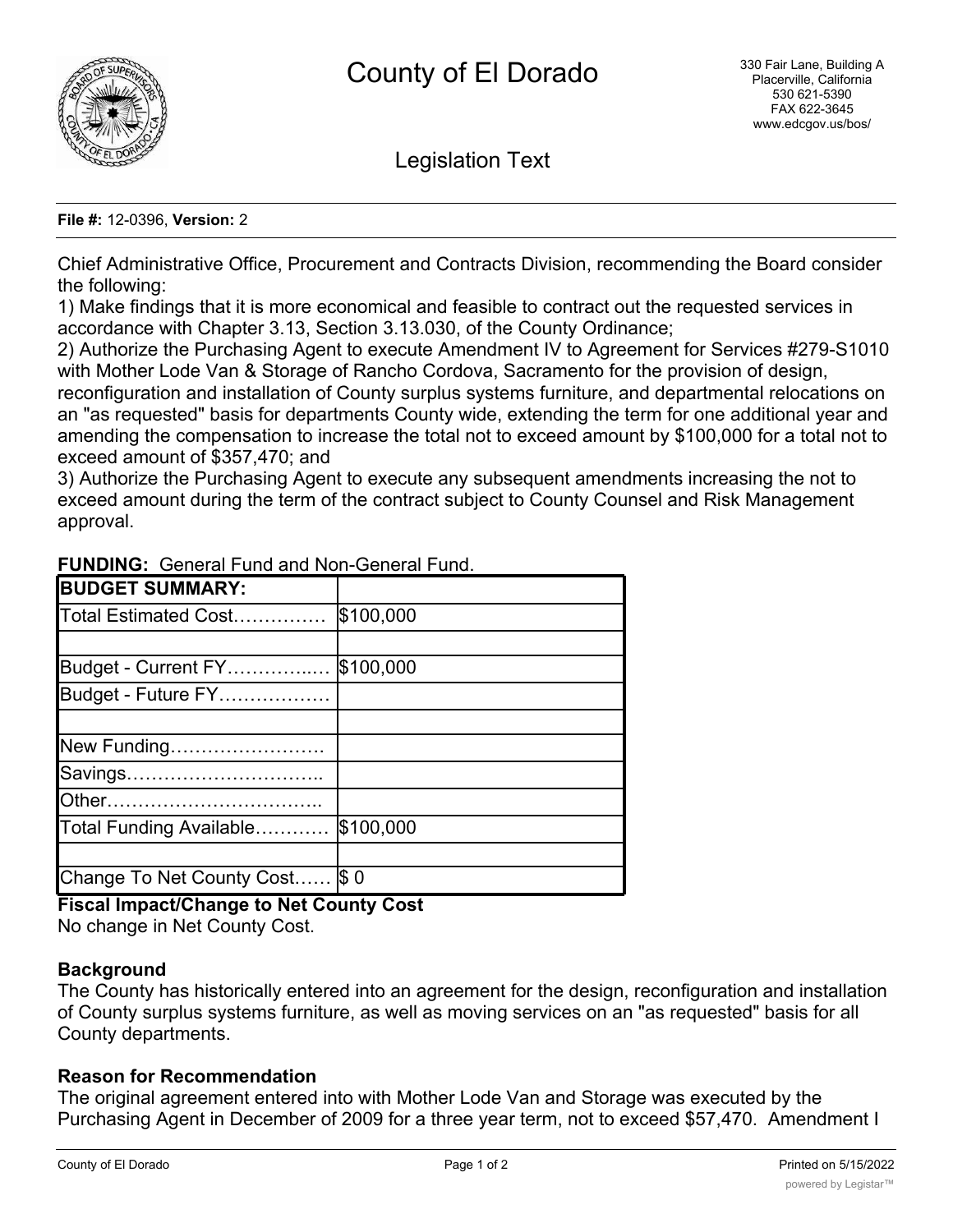# County of El Dorado

330 Fair Lane, Building A
Placerville, California
530 621-5390
FAX 622-3645
www.edcgov.us/bos/

## Legislation Text

**File #:** 12-0396, **Version:** 2

Chief Administrative Office, Procurement and Contracts Division, recommending the Board consider the following:

1) Make findings that it is more economical and feasible to contract out the requested services in accordance with Chapter 3.13, Section 3.13.030, of the County Ordinance;

2) Authorize the Purchasing Agent to execute Amendment IV to Agreement for Services #279-S1010 with Mother Lode Van & Storage of Rancho Cordova, Sacramento for the provision of design, reconfiguration and installation of County surplus systems furniture, and departmental relocations on an "as requested" basis for departments County wide, extending the term for one additional year and amending the compensation to increase the total not to exceed amount by $100,000 for a total not to exceed amount of $357,470; and

3) Authorize the Purchasing Agent to execute any subsequent amendments increasing the not to exceed amount during the term of the contract subject to County Counsel and Risk Management approval.

**FUNDING:** General Fund and Non-General Fund.

| **BUDGET SUMMARY:** | |
|---|---|
| Total Estimated Cost…………… | $100,000 |
| | |
| Budget - Current FY……………..… | $100,000 |
| Budget - Future FY……………… | |
| | |
| New Funding……………………. | |
| Savings………………………….. | |
| Other…………………………….. | |
| Total Funding Available………… | $100,000 |
| | |
| Change To Net County Cost…… | $ 0 |

**Fiscal Impact/Change to Net County Cost**

No change in Net County Cost.

**Background**

The County has historically entered into an agreement for the design, reconfiguration and installation of County surplus systems furniture, as well as moving services on an "as requested" basis for all County departments.

**Reason for Recommendation**

The original agreement entered into with Mother Lode Van and Storage was executed by the Purchasing Agent in December of 2009 for a three year term, not to exceed $57,470. Amendment I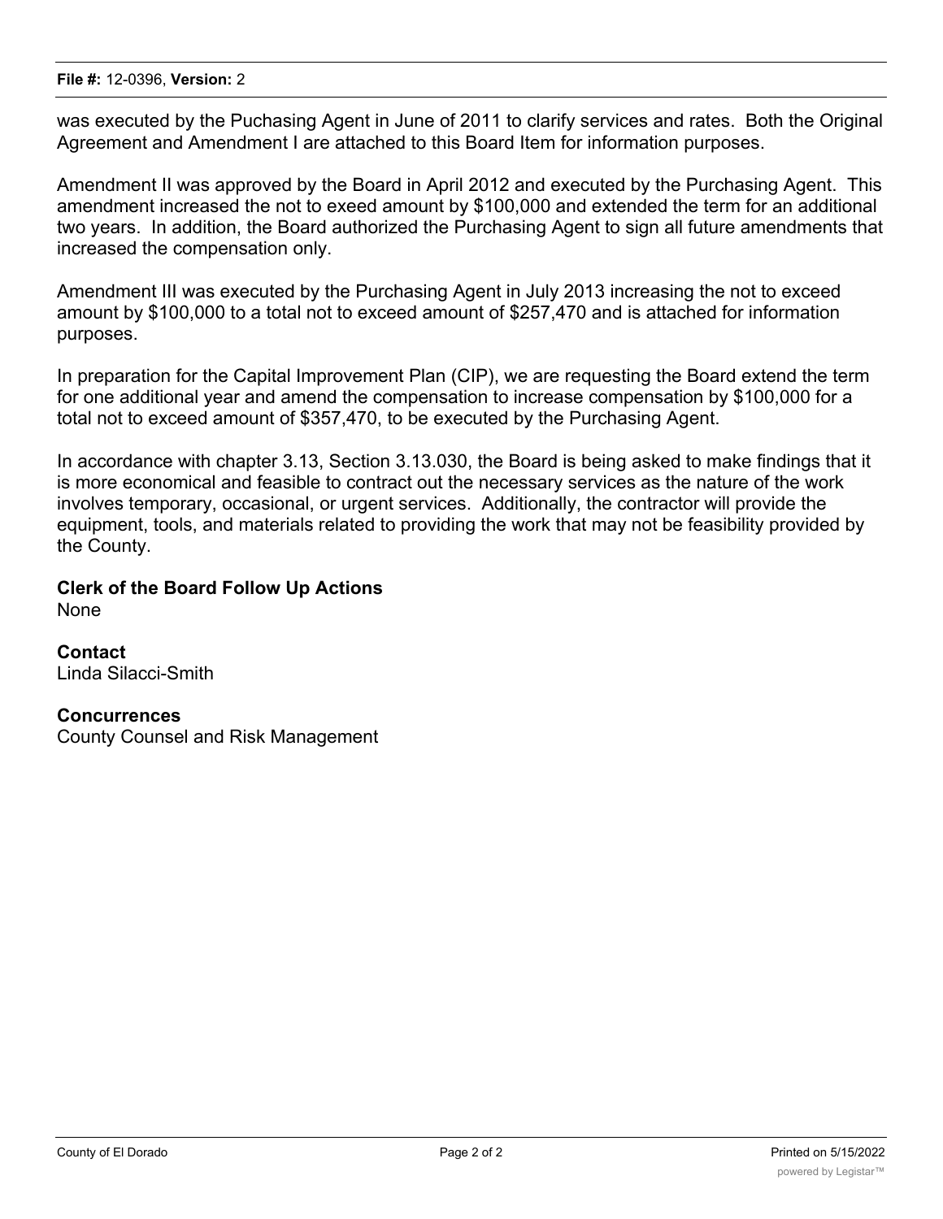was executed by the Puchasing Agent in June of 2011 to clarify services and rates. Both the Original Agreement and Amendment I are attached to this Board Item for information purposes.

Amendment II was approved by the Board in April 2012 and executed by the Purchasing Agent. This amendment increased the not to exeed amount by $100,000 and extended the term for an additional two years. In addition, the Board authorized the Purchasing Agent to sign all future amendments that increased the compensation only.

Amendment III was executed by the Purchasing Agent in July 2013 increasing the not to exceed amount by $100,000 to a total not to exceed amount of $257,470 and is attached for information purposes.

In preparation for the Capital Improvement Plan (CIP), we are requesting the Board extend the term for one additional year and amend the compensation to increase compensation by $100,000 for a total not to exceed amount of $357,470, to be executed by the Purchasing Agent.

In accordance with chapter 3.13, Section 3.13.030, the Board is being asked to make findings that it is more economical and feasible to contract out the necessary services as the nature of the work involves temporary, occasional, or urgent services. Additionally, the contractor will provide the equipment, tools, and materials related to providing the work that may not be feasibility provided by the County.

**Clerk of the Board Follow Up Actions**
None

**Contact**
Linda Silacci-Smith

**Concurrences**
County Counsel and Risk Management